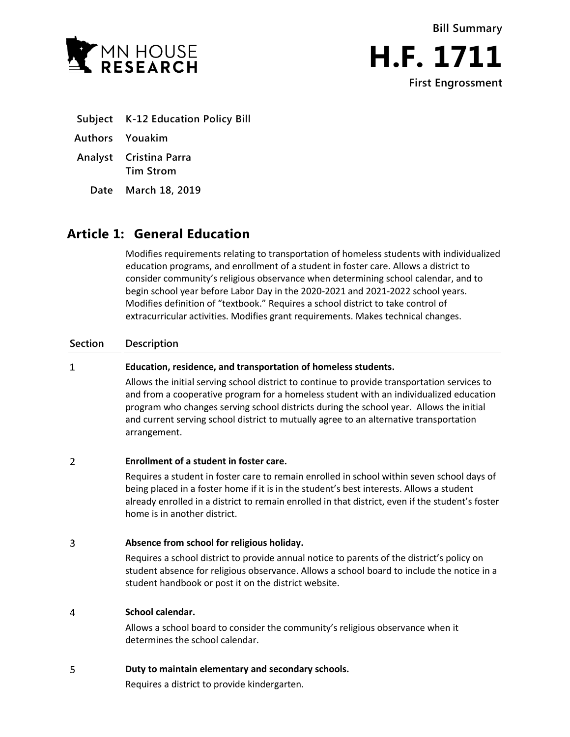MN HOUSE RESEARCH

**Bill Summary**

# H.F. 1711

**First Engrossment**

| | |
|---|---|
| **Subject** | K-12 Education Policy Bill |
| **Authors** | Youakim |
| **Analyst** | Cristina Parra<br>Tim Strom |
| **Date** | March 18, 2019 |

## Article 1: General Education

Modifies requirements relating to transportation of homeless students with individualized education programs, and enrollment of a student in foster care. Allows a district to consider community's religious observance when determining school calendar, and to begin school year before Labor Day in the 2020-2021 and 2021-2022 school years. Modifies definition of "textbook." Requires a school district to take control of extracurricular activities. Modifies grant requirements. Makes technical changes.

| Section | Description |
|---|---|
| 1 | **Education, residence, and transportation of homeless students.**<br>Allows the initial serving school district to continue to provide transportation services to and from a cooperative program for a homeless student with an individualized education program who changes serving school districts during the school year. Allows the initial and current serving school district to mutually agree to an alternative transportation arrangement. |
| 2 | **Enrollment of a student in foster care.**<br>Requires a student in foster care to remain enrolled in school within seven school days of being placed in a foster home if it is in the student's best interests. Allows a student already enrolled in a district to remain enrolled in that district, even if the student's foster home is in another district. |
| 3 | **Absence from school for religious holiday.**<br>Requires a school district to provide annual notice to parents of the district's policy on student absence for religious observance. Allows a school board to include the notice in a student handbook or post it on the district website. |
| 4 | **School calendar.**<br>Allows a school board to consider the community's religious observance when it determines the school calendar. |
| 5 | **Duty to maintain elementary and secondary schools.**<br>Requires a district to provide kindergarten. |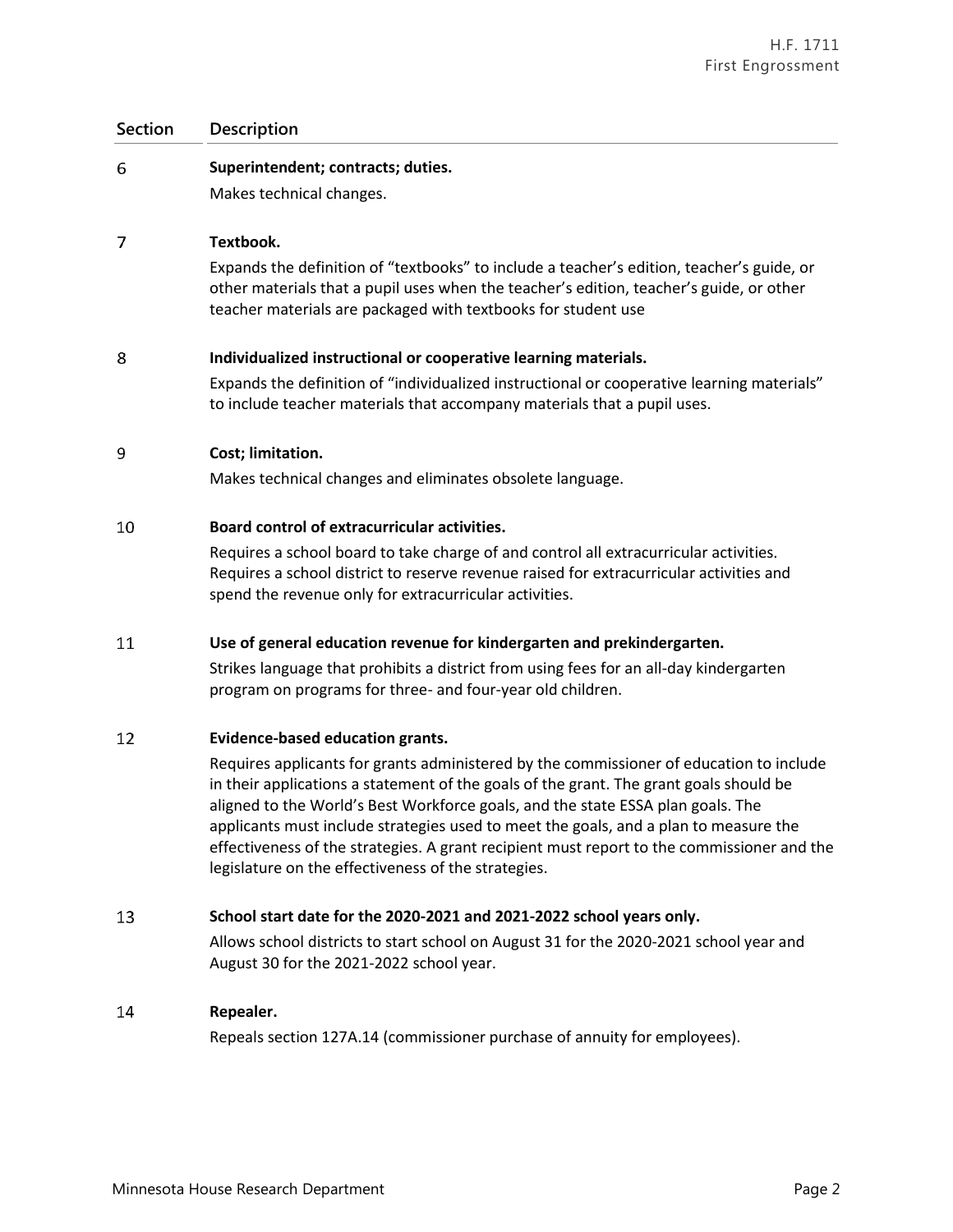| Section | Description |
| --- | --- |
| 6 | **Superintendent; contracts; duties.**<br>Makes technical changes. |
| 7 | **Textbook.**<br>Expands the definition of "textbooks" to include a teacher's edition, teacher's guide, or other materials that a pupil uses when the teacher's edition, teacher's guide, or other teacher materials are packaged with textbooks for student use |
| 8 | **Individualized instructional or cooperative learning materials.**<br>Expands the definition of "individualized instructional or cooperative learning materials" to include teacher materials that accompany materials that a pupil uses. |
| 9 | **Cost; limitation.**<br>Makes technical changes and eliminates obsolete language. |
| 10 | **Board control of extracurricular activities.**<br>Requires a school board to take charge of and control all extracurricular activities. Requires a school district to reserve revenue raised for extracurricular activities and spend the revenue only for extracurricular activities. |
| 11 | **Use of general education revenue for kindergarten and prekindergarten.**<br>Strikes language that prohibits a district from using fees for an all-day kindergarten program on programs for three- and four-year old children. |
| 12 | **Evidence-based education grants.**<br>Requires applicants for grants administered by the commissioner of education to include in their applications a statement of the goals of the grant. The grant goals should be aligned to the World's Best Workforce goals, and the state ESSA plan goals. The applicants must include strategies used to meet the goals, and a plan to measure the effectiveness of the strategies. A grant recipient must report to the commissioner and the legislature on the effectiveness of the strategies. |
| 13 | **School start date for the 2020-2021 and 2021-2022 school years only.**<br>Allows school districts to start school on August 31 for the 2020-2021 school year and August 30 for the 2021-2022 school year. |
| 14 | **Repealer.**<br>Repeals section 127A.14 (commissioner purchase of annuity for employees). |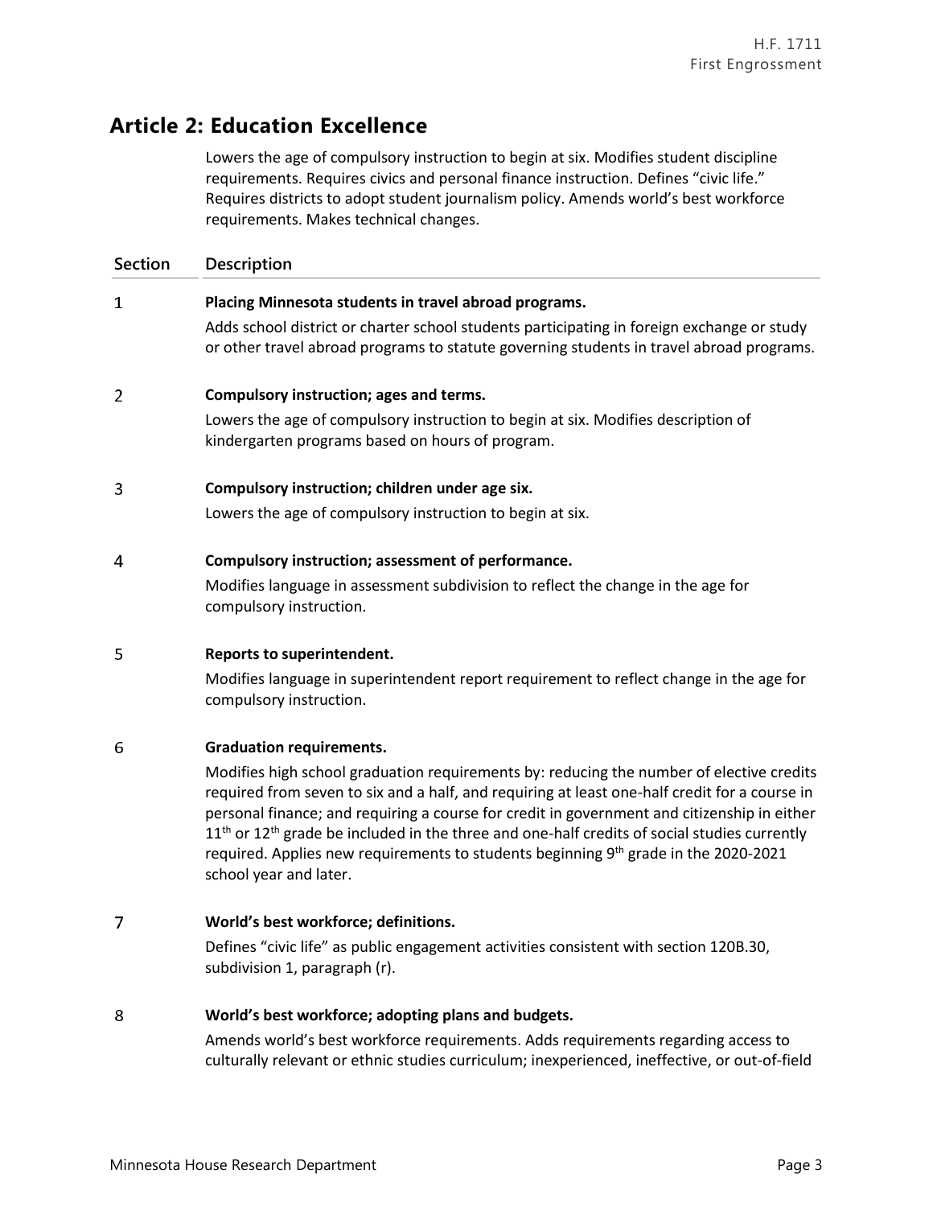## Article 2: Education Excellence

Lowers the age of compulsory instruction to begin at six. Modifies student discipline requirements. Requires civics and personal finance instruction. Defines "civic life." Requires districts to adopt student journalism policy. Amends world's best workforce requirements. Makes technical changes.

| Section | Description |
|---|---|
| 1 | **Placing Minnesota students in travel abroad programs.** Adds school district or charter school students participating in foreign exchange or study or other travel abroad programs to statute governing students in travel abroad programs. |
| 2 | **Compulsory instruction; ages and terms.** Lowers the age of compulsory instruction to begin at six. Modifies description of kindergarten programs based on hours of program. |
| 3 | **Compulsory instruction; children under age six.** Lowers the age of compulsory instruction to begin at six. |
| 4 | **Compulsory instruction; assessment of performance.** Modifies language in assessment subdivision to reflect the change in the age for compulsory instruction. |
| 5 | **Reports to superintendent.** Modifies language in superintendent report requirement to reflect change in the age for compulsory instruction. |
| 6 | **Graduation requirements.** Modifies high school graduation requirements by: reducing the number of elective credits required from seven to six and a half, and requiring at least one-half credit for a course in personal finance; and requiring a course for credit in government and citizenship in either 11th or 12th grade be included in the three and one-half credits of social studies currently required. Applies new requirements to students beginning 9th grade in the 2020-2021 school year and later. |
| 7 | **World's best workforce; definitions.** Defines "civic life" as public engagement activities consistent with section 120B.30, subdivision 1, paragraph (r). |
| 8 | **World's best workforce; adopting plans and budgets.** Amends world's best workforce requirements. Adds requirements regarding access to culturally relevant or ethnic studies curriculum; inexperienced, ineffective, or out-of-field |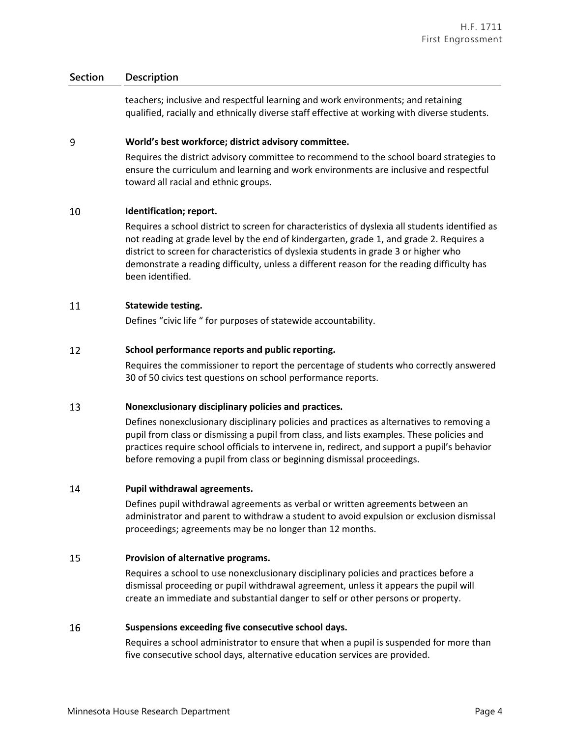| Section | Description |
|---|---|
| | teachers; inclusive and respectful learning and work environments; and retaining qualified, racially and ethnically diverse staff effective at working with diverse students. |
| 9 | **World's best workforce; district advisory committee.**<br>Requires the district advisory committee to recommend to the school board strategies to ensure the curriculum and learning and work environments are inclusive and respectful toward all racial and ethnic groups. |
| 10 | **Identification; report.**<br>Requires a school district to screen for characteristics of dyslexia all students identified as not reading at grade level by the end of kindergarten, grade 1, and grade 2. Requires a district to screen for characteristics of dyslexia students in grade 3 or higher who demonstrate a reading difficulty, unless a different reason for the reading difficulty has been identified. |
| 11 | **Statewide testing.**<br>Defines "civic life " for purposes of statewide accountability. |
| 12 | **School performance reports and public reporting.**<br>Requires the commissioner to report the percentage of students who correctly answered 30 of 50 civics test questions on school performance reports. |
| 13 | **Nonexclusionary disciplinary policies and practices.**<br>Defines nonexclusionary disciplinary policies and practices as alternatives to removing a pupil from class or dismissing a pupil from class, and lists examples. These policies and practices require school officials to intervene in, redirect, and support a pupil's behavior before removing a pupil from class or beginning dismissal proceedings. |
| 14 | **Pupil withdrawal agreements.**<br>Defines pupil withdrawal agreements as verbal or written agreements between an administrator and parent to withdraw a student to avoid expulsion or exclusion dismissal proceedings; agreements may be no longer than 12 months. |
| 15 | **Provision of alternative programs.**<br>Requires a school to use nonexclusionary disciplinary policies and practices before a dismissal proceeding or pupil withdrawal agreement, unless it appears the pupil will create an immediate and substantial danger to self or other persons or property. |
| 16 | **Suspensions exceeding five consecutive school days.**<br>Requires a school administrator to ensure that when a pupil is suspended for more than five consecutive school days, alternative education services are provided. |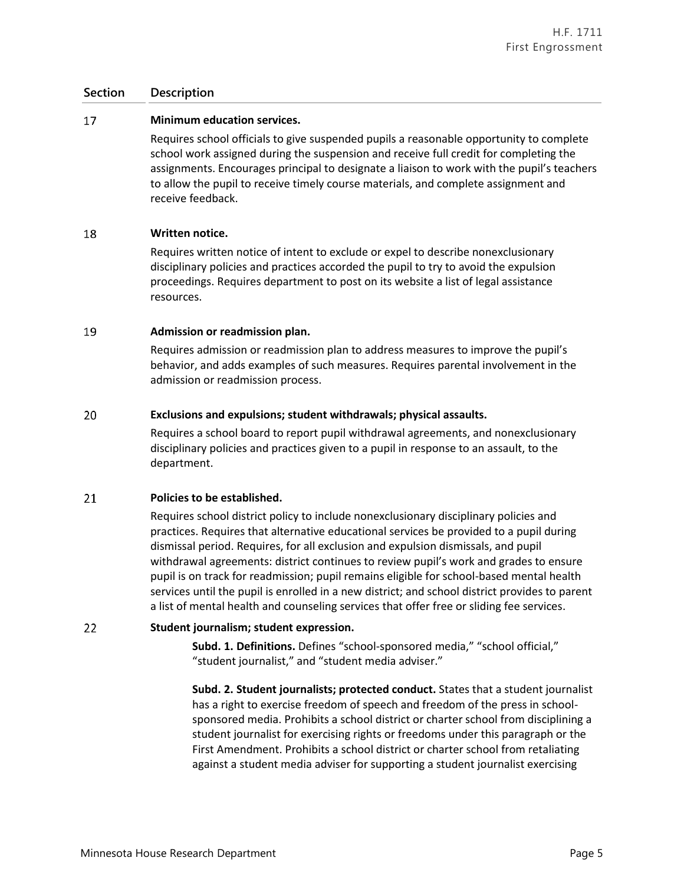| Section | Description |
|---|---|
| 17 | **Minimum education services.**<br>Requires school officials to give suspended pupils a reasonable opportunity to complete school work assigned during the suspension and receive full credit for completing the assignments. Encourages principal to designate a liaison to work with the pupil's teachers to allow the pupil to receive timely course materials, and complete assignment and receive feedback. |
| 18 | **Written notice.**<br>Requires written notice of intent to exclude or expel to describe nonexclusionary disciplinary policies and practices accorded the pupil to try to avoid the expulsion proceedings. Requires department to post on its website a list of legal assistance resources. |
| 19 | **Admission or readmission plan.**<br>Requires admission or readmission plan to address measures to improve the pupil's behavior, and adds examples of such measures. Requires parental involvement in the admission or readmission process. |
| 20 | **Exclusions and expulsions; student withdrawals; physical assaults.**<br>Requires a school board to report pupil withdrawal agreements, and nonexclusionary disciplinary policies and practices given to a pupil in response to an assault, to the department. |
| 21 | **Policies to be established.**<br>Requires school district policy to include nonexclusionary disciplinary policies and practices. Requires that alternative educational services be provided to a pupil during dismissal period. Requires, for all exclusion and expulsion dismissals, and pupil withdrawal agreements: district continues to review pupil's work and grades to ensure pupil is on track for readmission; pupil remains eligible for school-based mental health services until the pupil is enrolled in a new district; and school district provides to parent a list of mental health and counseling services that offer free or sliding fee services. |
| 22 | **Student journalism; student expression.**<br>**Subd. 1. Definitions.** Defines "school-sponsored media," "school official," "student journalist," and "student media adviser."<br>**Subd. 2. Student journalists; protected conduct.** States that a student journalist has a right to exercise freedom of speech and freedom of the press in school-sponsored media. Prohibits a school district or charter school from disciplining a student journalist for exercising rights or freedoms under this paragraph or the First Amendment. Prohibits a school district or charter school from retaliating against a student media adviser for supporting a student journalist exercising |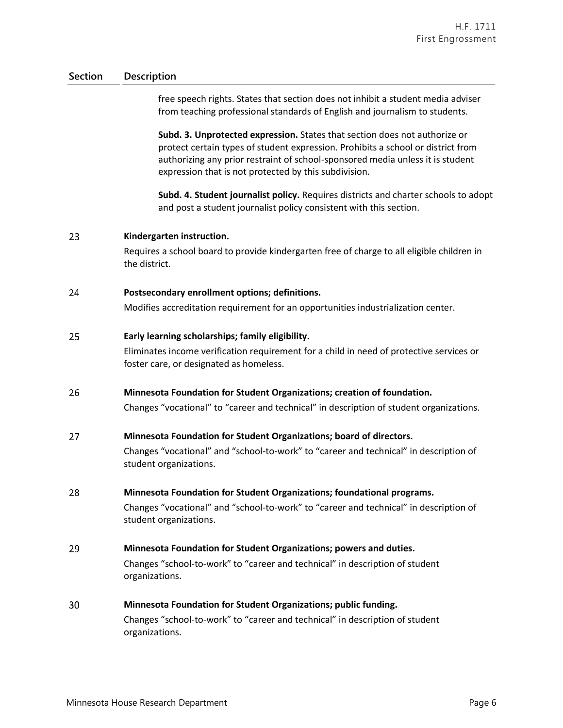| Section | Description |
| --- | --- |
| | free speech rights. States that section does not inhibit a student media adviser from teaching professional standards of English and journalism to students.<br><br>**Subd. 3. Unprotected expression.** States that section does not authorize or protect certain types of student expression. Prohibits a school or district from authorizing any prior restraint of school-sponsored media unless it is student expression that is not protected by this subdivision.<br><br>**Subd. 4. Student journalist policy.** Requires districts and charter schools to adopt and post a student journalist policy consistent with this section. |
| 23 | **Kindergarten instruction.**<br>Requires a school board to provide kindergarten free of charge to all eligible children in the district. |
| 24 | **Postsecondary enrollment options; definitions.**<br>Modifies accreditation requirement for an opportunities industrialization center. |
| 25 | **Early learning scholarships; family eligibility.**<br>Eliminates income verification requirement for a child in need of protective services or foster care, or designated as homeless. |
| 26 | **Minnesota Foundation for Student Organizations; creation of foundation.**<br>Changes "vocational" to "career and technical" in description of student organizations. |
| 27 | **Minnesota Foundation for Student Organizations; board of directors.**<br>Changes "vocational" and "school-to-work" to "career and technical" in description of student organizations. |
| 28 | **Minnesota Foundation for Student Organizations; foundational programs.**<br>Changes "vocational" and "school-to-work" to "career and technical" in description of student organizations. |
| 29 | **Minnesota Foundation for Student Organizations; powers and duties.**<br>Changes "school-to-work" to "career and technical" in description of student organizations. |
| 30 | **Minnesota Foundation for Student Organizations; public funding.**<br>Changes "school-to-work" to "career and technical" in description of student organizations. |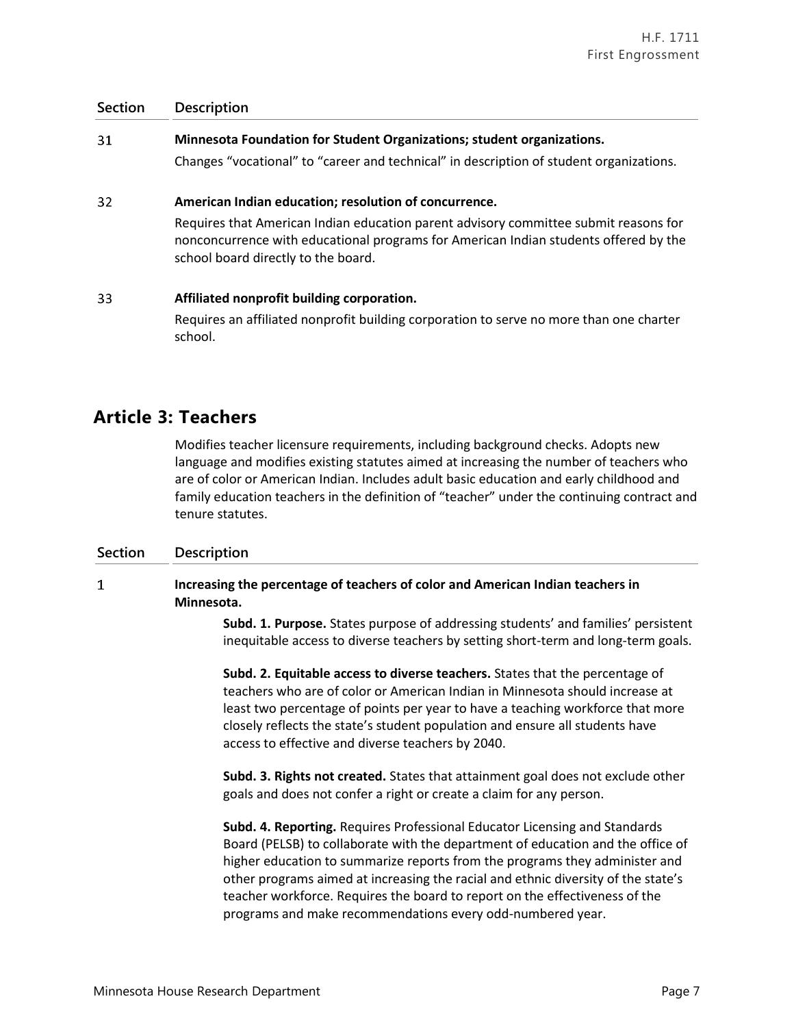| Section | Description |
|---|---|
| 31 | **Minnesota Foundation for Student Organizations; student organizations.** Changes "vocational" to "career and technical" in description of student organizations. |
| 32 | **American Indian education; resolution of concurrence.** Requires that American Indian education parent advisory committee submit reasons for nonconcurrence with educational programs for American Indian students offered by the school board directly to the board. |
| 33 | **Affiliated nonprofit building corporation.** Requires an affiliated nonprofit building corporation to serve no more than one charter school. |

## Article 3: Teachers

Modifies teacher licensure requirements, including background checks. Adopts new language and modifies existing statutes aimed at increasing the number of teachers who are of color or American Indian. Includes adult basic education and early childhood and family education teachers in the definition of "teacher" under the continuing contract and tenure statutes.

| Section | Description |
|---|---|
| 1 | **Increasing the percentage of teachers of color and American Indian teachers in Minnesota.**<br><br>**Subd. 1. Purpose.** States purpose of addressing students' and families' persistent inequitable access to diverse teachers by setting short-term and long-term goals.<br><br>**Subd. 2. Equitable access to diverse teachers.** States that the percentage of teachers who are of color or American Indian in Minnesota should increase at least two percentage of points per year to have a teaching workforce that more closely reflects the state's student population and ensure all students have access to effective and diverse teachers by 2040.<br><br>**Subd. 3. Rights not created.** States that attainment goal does not exclude other goals and does not confer a right or create a claim for any person.<br><br>**Subd. 4. Reporting.** Requires Professional Educator Licensing and Standards Board (PELSB) to collaborate with the department of education and the office of higher education to summarize reports from the programs they administer and other programs aimed at increasing the racial and ethnic diversity of the state's teacher workforce. Requires the board to report on the effectiveness of the programs and make recommendations every odd-numbered year. |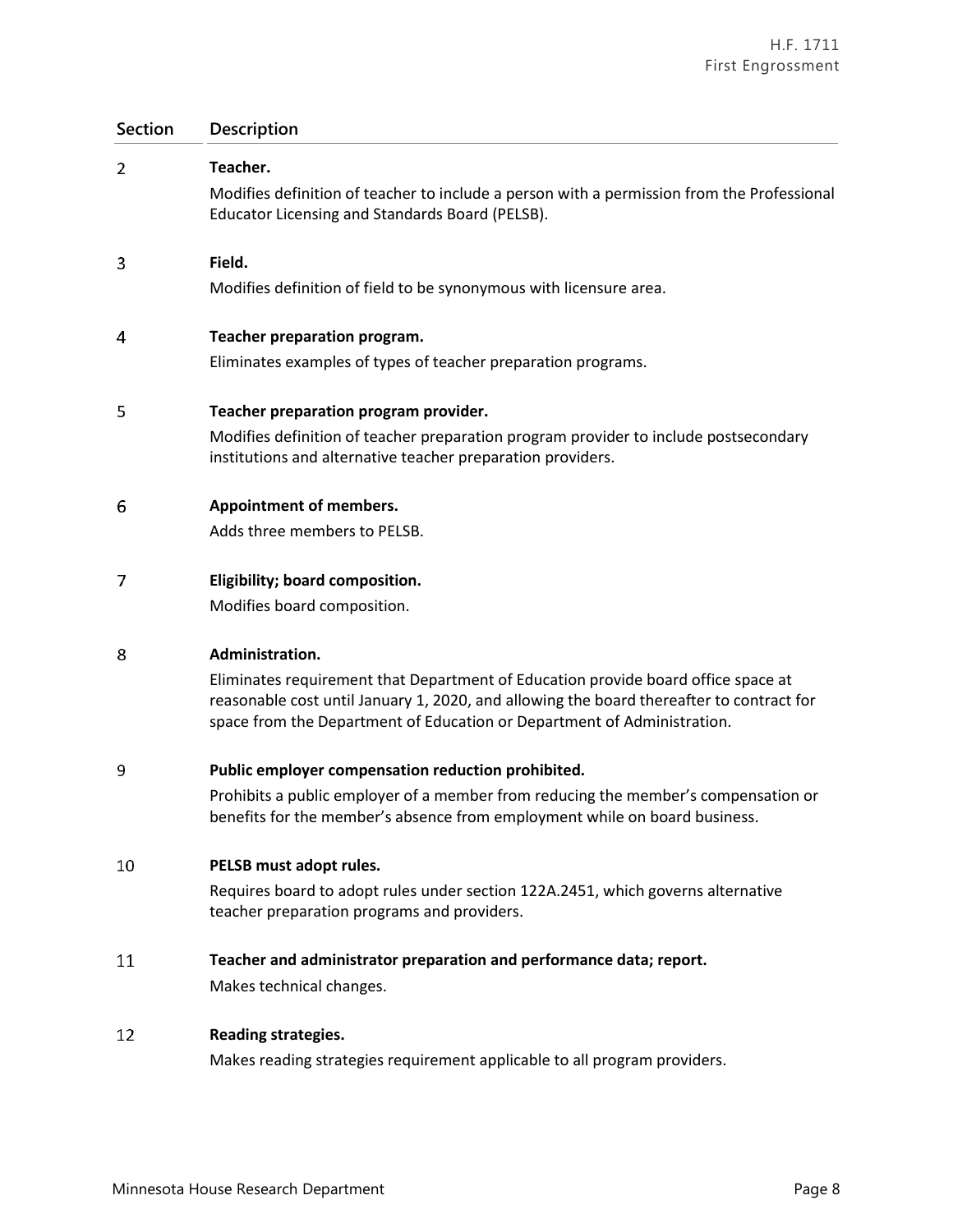| Section | Description |
|---|---|
| 2 | **Teacher.**<br>Modifies definition of teacher to include a person with a permission from the Professional Educator Licensing and Standards Board (PELSB). |
| 3 | **Field.**<br>Modifies definition of field to be synonymous with licensure area. |
| 4 | **Teacher preparation program.**<br>Eliminates examples of types of teacher preparation programs. |
| 5 | **Teacher preparation program provider.**<br>Modifies definition of teacher preparation program provider to include postsecondary institutions and alternative teacher preparation providers. |
| 6 | **Appointment of members.**<br>Adds three members to PELSB. |
| 7 | **Eligibility; board composition.**<br>Modifies board composition. |
| 8 | **Administration.**<br>Eliminates requirement that Department of Education provide board office space at reasonable cost until January 1, 2020, and allowing the board thereafter to contract for space from the Department of Education or Department of Administration. |
| 9 | **Public employer compensation reduction prohibited.**<br>Prohibits a public employer of a member from reducing the member's compensation or benefits for the member's absence from employment while on board business. |
| 10 | **PELSB must adopt rules.**<br>Requires board to adopt rules under section 122A.2451, which governs alternative teacher preparation programs and providers. |
| 11 | **Teacher and administrator preparation and performance data; report.**<br>Makes technical changes. |
| 12 | **Reading strategies.**<br>Makes reading strategies requirement applicable to all program providers. |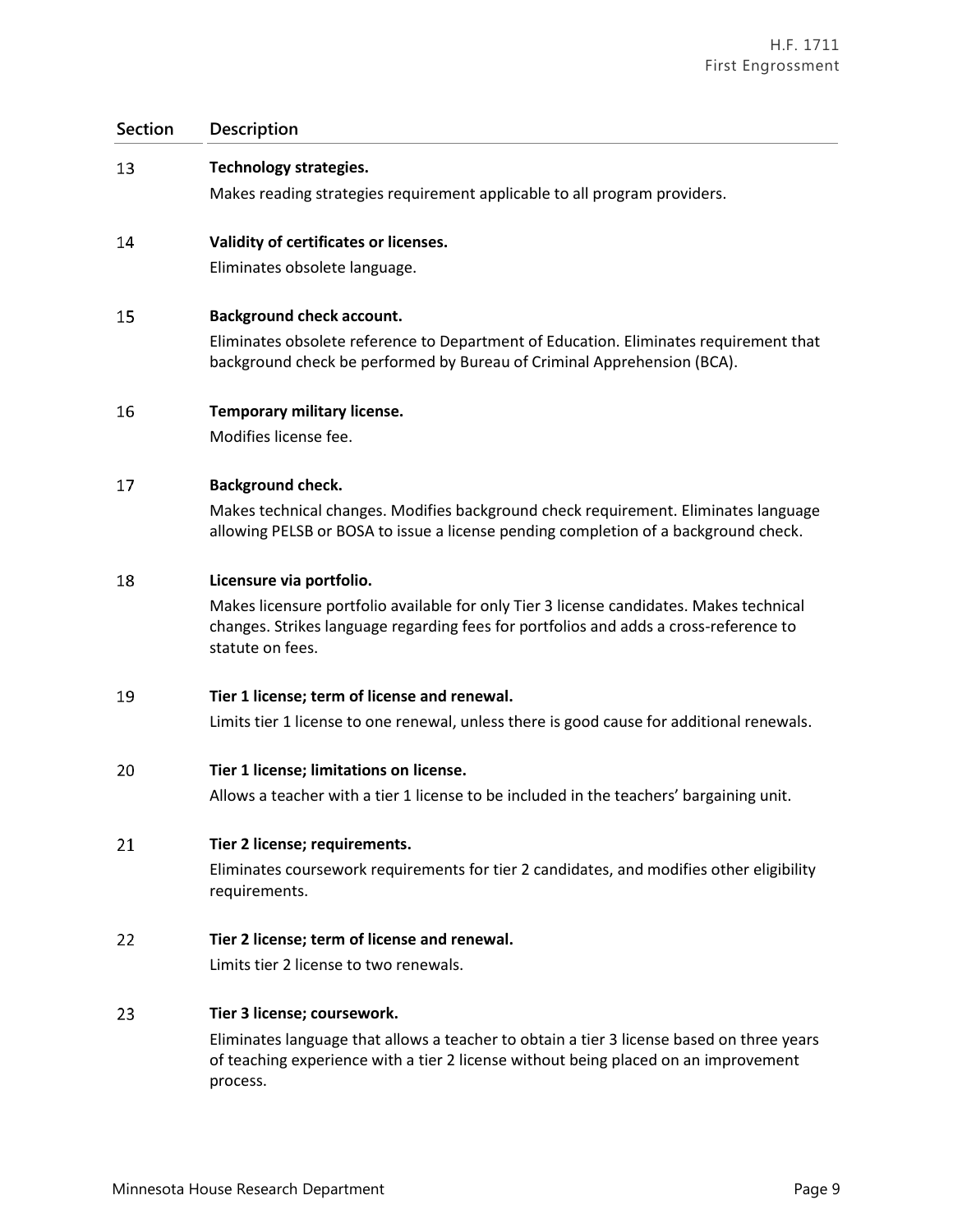| Section | Description |
|---|---|
| 13 | **Technology strategies.**<br>Makes reading strategies requirement applicable to all program providers. |
| 14 | **Validity of certificates or licenses.**<br>Eliminates obsolete language. |
| 15 | **Background check account.**<br>Eliminates obsolete reference to Department of Education. Eliminates requirement that background check be performed by Bureau of Criminal Apprehension (BCA). |
| 16 | **Temporary military license.**<br>Modifies license fee. |
| 17 | **Background check.**<br>Makes technical changes. Modifies background check requirement. Eliminates language allowing PELSB or BOSA to issue a license pending completion of a background check. |
| 18 | **Licensure via portfolio.**<br>Makes licensure portfolio available for only Tier 3 license candidates. Makes technical changes. Strikes language regarding fees for portfolios and adds a cross-reference to statute on fees. |
| 19 | **Tier 1 license; term of license and renewal.**<br>Limits tier 1 license to one renewal, unless there is good cause for additional renewals. |
| 20 | **Tier 1 license; limitations on license.**<br>Allows a teacher with a tier 1 license to be included in the teachers' bargaining unit. |
| 21 | **Tier 2 license; requirements.**<br>Eliminates coursework requirements for tier 2 candidates, and modifies other eligibility requirements. |
| 22 | **Tier 2 license; term of license and renewal.**<br>Limits tier 2 license to two renewals. |
| 23 | **Tier 3 license; coursework.**<br>Eliminates language that allows a teacher to obtain a tier 3 license based on three years of teaching experience with a tier 2 license without being placed on an improvement process. |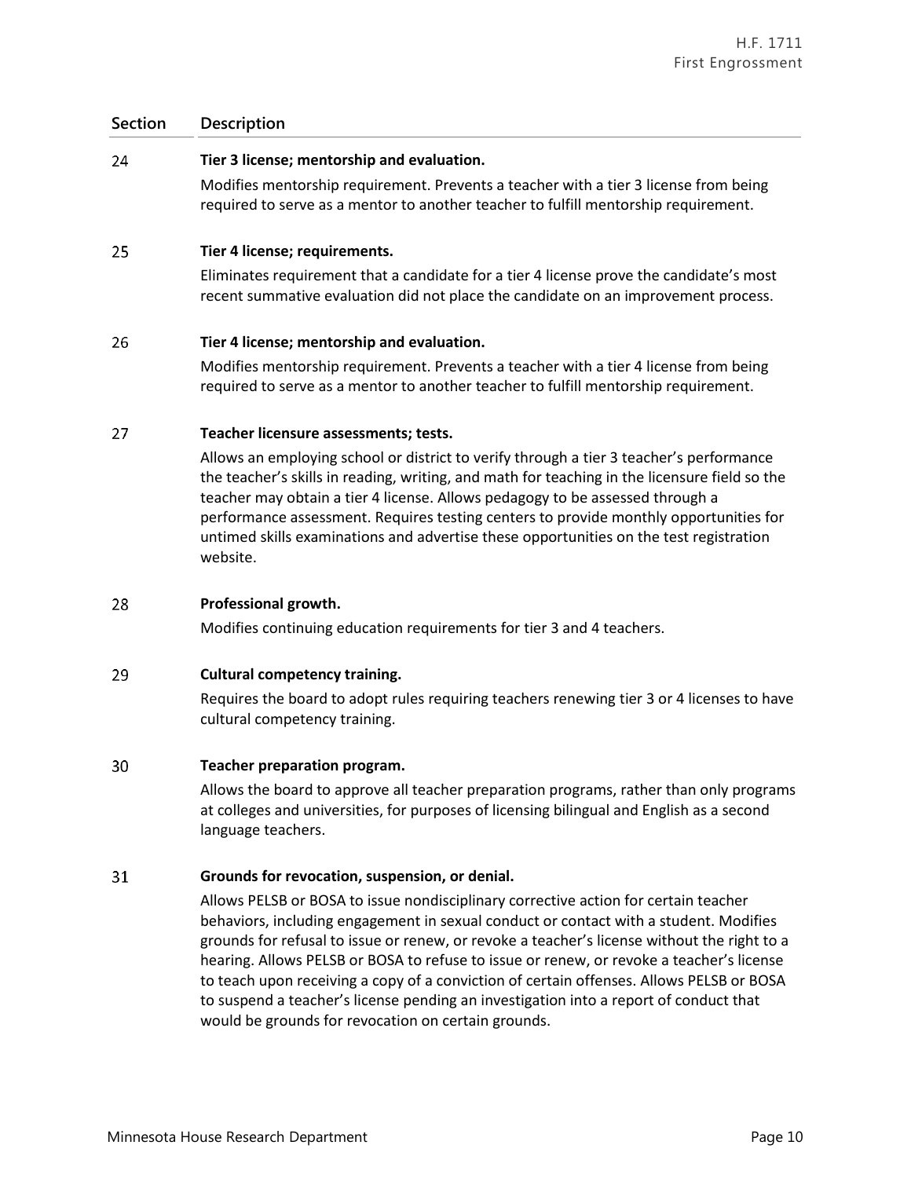| Section | Description |
|---|---|
| 24 | **Tier 3 license; mentorship and evaluation.**<br>Modifies mentorship requirement. Prevents a teacher with a tier 3 license from being required to serve as a mentor to another teacher to fulfill mentorship requirement. |
| 25 | **Tier 4 license; requirements.**<br>Eliminates requirement that a candidate for a tier 4 license prove the candidate's most recent summative evaluation did not place the candidate on an improvement process. |
| 26 | **Tier 4 license; mentorship and evaluation.**<br>Modifies mentorship requirement. Prevents a teacher with a tier 4 license from being required to serve as a mentor to another teacher to fulfill mentorship requirement. |
| 27 | **Teacher licensure assessments; tests.**<br>Allows an employing school or district to verify through a tier 3 teacher's performance the teacher's skills in reading, writing, and math for teaching in the licensure field so the teacher may obtain a tier 4 license. Allows pedagogy to be assessed through a performance assessment. Requires testing centers to provide monthly opportunities for untimed skills examinations and advertise these opportunities on the test registration website. |
| 28 | **Professional growth.**<br>Modifies continuing education requirements for tier 3 and 4 teachers. |
| 29 | **Cultural competency training.**<br>Requires the board to adopt rules requiring teachers renewing tier 3 or 4 licenses to have cultural competency training. |
| 30 | **Teacher preparation program.**<br>Allows the board to approve all teacher preparation programs, rather than only programs at colleges and universities, for purposes of licensing bilingual and English as a second language teachers. |
| 31 | **Grounds for revocation, suspension, or denial.**<br>Allows PELSB or BOSA to issue nondisciplinary corrective action for certain teacher behaviors, including engagement in sexual conduct or contact with a student. Modifies grounds for refusal to issue or renew, or revoke a teacher's license without the right to a hearing. Allows PELSB or BOSA to refuse to issue or renew, or revoke a teacher's license to teach upon receiving a copy of a conviction of certain offenses. Allows PELSB or BOSA to suspend a teacher's license pending an investigation into a report of conduct that would be grounds for revocation on certain grounds. |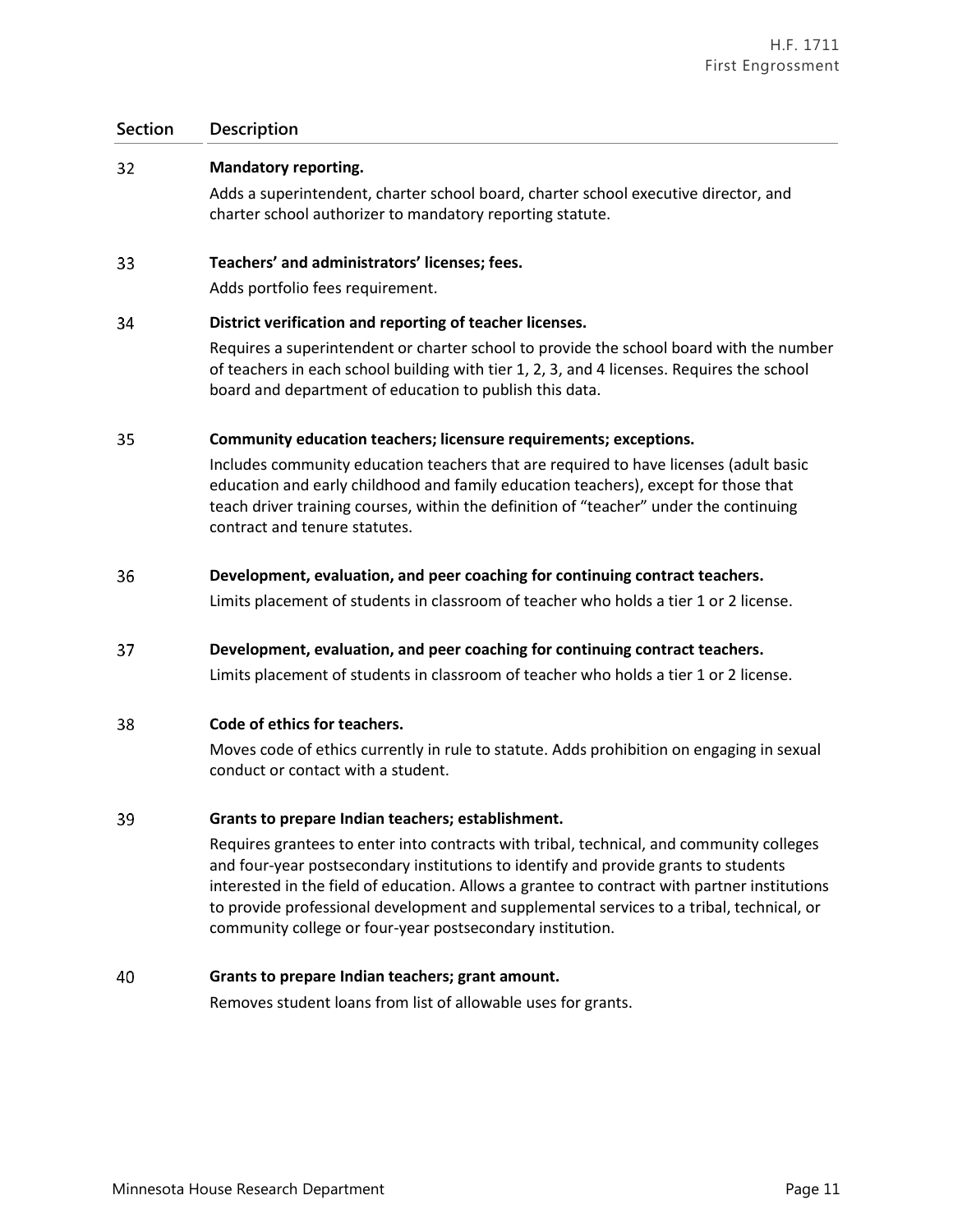| Section | Description |
|---|---|
| 32 | **Mandatory reporting.**<br>Adds a superintendent, charter school board, charter school executive director, and charter school authorizer to mandatory reporting statute. |
| 33 | **Teachers' and administrators' licenses; fees.**<br>Adds portfolio fees requirement. |
| 34 | **District verification and reporting of teacher licenses.**<br>Requires a superintendent or charter school to provide the school board with the number of teachers in each school building with tier 1, 2, 3, and 4 licenses. Requires the school board and department of education to publish this data. |
| 35 | **Community education teachers; licensure requirements; exceptions.**<br>Includes community education teachers that are required to have licenses (adult basic education and early childhood and family education teachers), except for those that teach driver training courses, within the definition of "teacher" under the continuing contract and tenure statutes. |
| 36 | **Development, evaluation, and peer coaching for continuing contract teachers.**<br>Limits placement of students in classroom of teacher who holds a tier 1 or 2 license. |
| 37 | **Development, evaluation, and peer coaching for continuing contract teachers.**<br>Limits placement of students in classroom of teacher who holds a tier 1 or 2 license. |
| 38 | **Code of ethics for teachers.**<br>Moves code of ethics currently in rule to statute. Adds prohibition on engaging in sexual conduct or contact with a student. |
| 39 | **Grants to prepare Indian teachers; establishment.**<br>Requires grantees to enter into contracts with tribal, technical, and community colleges and four-year postsecondary institutions to identify and provide grants to students interested in the field of education. Allows a grantee to contract with partner institutions to provide professional development and supplemental services to a tribal, technical, or community college or four-year postsecondary institution. |
| 40 | **Grants to prepare Indian teachers; grant amount.**<br>Removes student loans from list of allowable uses for grants. |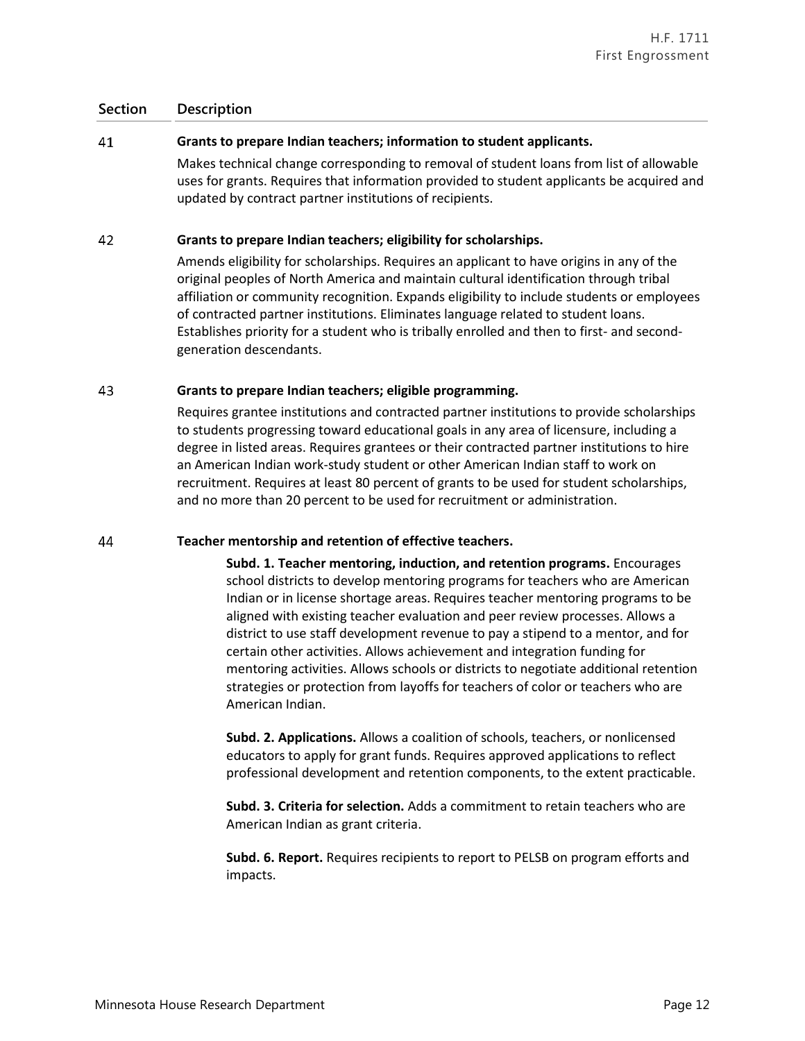| Section | Description |
| --- | --- |
| 41 | **Grants to prepare Indian teachers; information to student applicants.**<br><br>Makes technical change corresponding to removal of student loans from list of allowable uses for grants. Requires that information provided to student applicants be acquired and updated by contract partner institutions of recipients. |
| 42 | **Grants to prepare Indian teachers; eligibility for scholarships.**<br><br>Amends eligibility for scholarships. Requires an applicant to have origins in any of the original peoples of North America and maintain cultural identification through tribal affiliation or community recognition. Expands eligibility to include students or employees of contracted partner institutions. Eliminates language related to student loans. Establishes priority for a student who is tribally enrolled and then to first- and second-generation descendants. |
| 43 | **Grants to prepare Indian teachers; eligible programming.**<br><br>Requires grantee institutions and contracted partner institutions to provide scholarships to students progressing toward educational goals in any area of licensure, including a degree in listed areas. Requires grantees or their contracted partner institutions to hire an American Indian work-study student or other American Indian staff to work on recruitment. Requires at least 80 percent of grants to be used for student scholarships, and no more than 20 percent to be used for recruitment or administration. |
| 44 | **Teacher mentorship and retention of effective teachers.**<br><br>**Subd. 1. Teacher mentoring, induction, and retention programs.** Encourages school districts to develop mentoring programs for teachers who are American Indian or in license shortage areas. Requires teacher mentoring programs to be aligned with existing teacher evaluation and peer review processes. Allows a district to use staff development revenue to pay a stipend to a mentor, and for certain other activities. Allows achievement and integration funding for mentoring activities. Allows schools or districts to negotiate additional retention strategies or protection from layoffs for teachers of color or teachers who are American Indian.<br><br>**Subd. 2. Applications.** Allows a coalition of schools, teachers, or nonlicensed educators to apply for grant funds. Requires approved applications to reflect professional development and retention components, to the extent practicable.<br><br>**Subd. 3. Criteria for selection.** Adds a commitment to retain teachers who are American Indian as grant criteria.<br><br>**Subd. 6. Report.** Requires recipients to report to PELSB on program efforts and impacts. |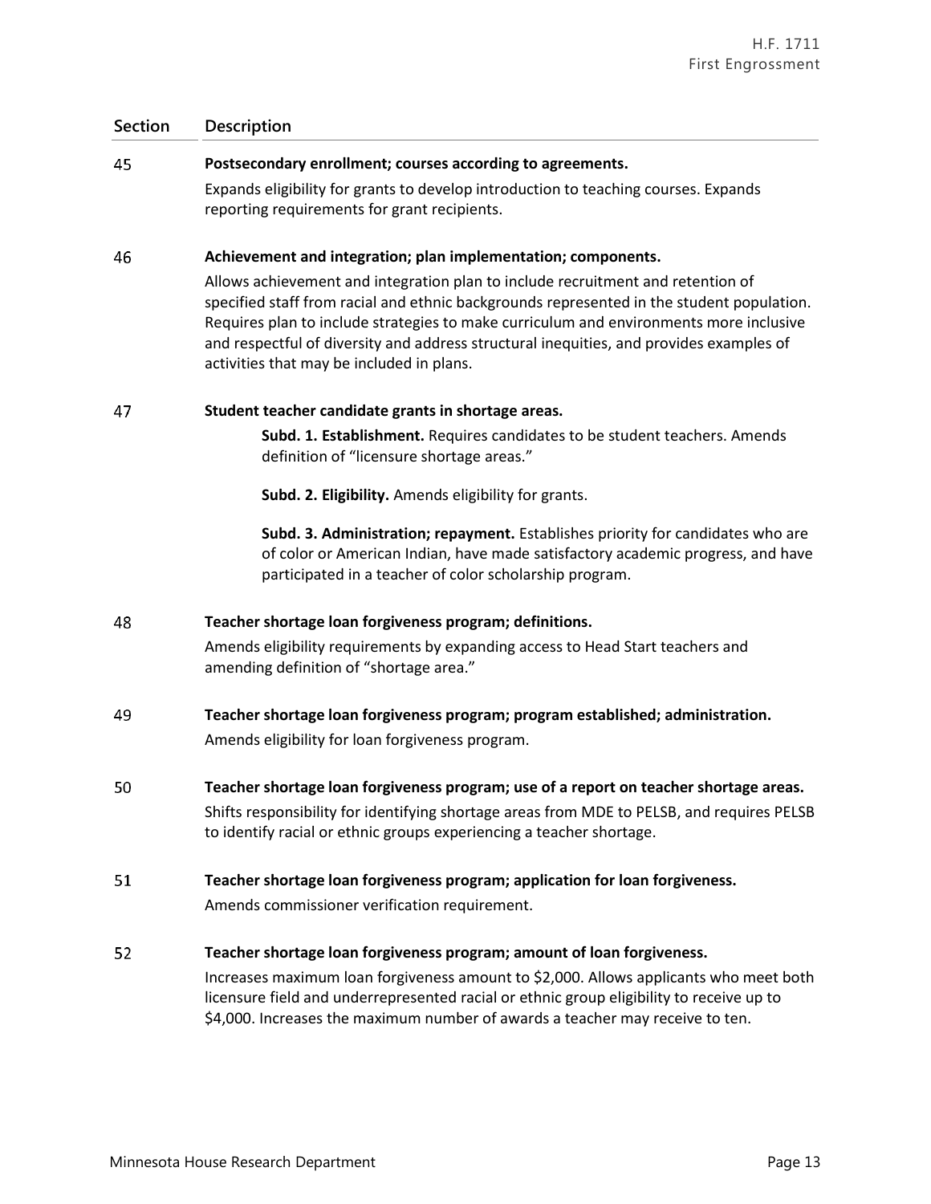| Section | Description |
|---|---|
| 45 | **Postsecondary enrollment; courses according to agreements.**<br>Expands eligibility for grants to develop introduction to teaching courses. Expands reporting requirements for grant recipients. |
| 46 | **Achievement and integration; plan implementation; components.**<br>Allows achievement and integration plan to include recruitment and retention of specified staff from racial and ethnic backgrounds represented in the student population. Requires plan to include strategies to make curriculum and environments more inclusive and respectful of diversity and address structural inequities, and provides examples of activities that may be included in plans. |
| 47 | **Student teacher candidate grants in shortage areas.**<br>**Subd. 1. Establishment.** Requires candidates to be student teachers. Amends definition of "licensure shortage areas."<br>**Subd. 2. Eligibility.** Amends eligibility for grants.<br>**Subd. 3. Administration; repayment.** Establishes priority for candidates who are of color or American Indian, have made satisfactory academic progress, and have participated in a teacher of color scholarship program. |
| 48 | **Teacher shortage loan forgiveness program; definitions.**<br>Amends eligibility requirements by expanding access to Head Start teachers and amending definition of "shortage area." |
| 49 | **Teacher shortage loan forgiveness program; program established; administration.**<br>Amends eligibility for loan forgiveness program. |
| 50 | **Teacher shortage loan forgiveness program; use of a report on teacher shortage areas.**<br>Shifts responsibility for identifying shortage areas from MDE to PELSB, and requires PELSB to identify racial or ethnic groups experiencing a teacher shortage. |
| 51 | **Teacher shortage loan forgiveness program; application for loan forgiveness.**<br>Amends commissioner verification requirement. |
| 52 | **Teacher shortage loan forgiveness program; amount of loan forgiveness.**<br>Increases maximum loan forgiveness amount to $2,000. Allows applicants who meet both licensure field and underrepresented racial or ethnic group eligibility to receive up to $4,000. Increases the maximum number of awards a teacher may receive to ten. |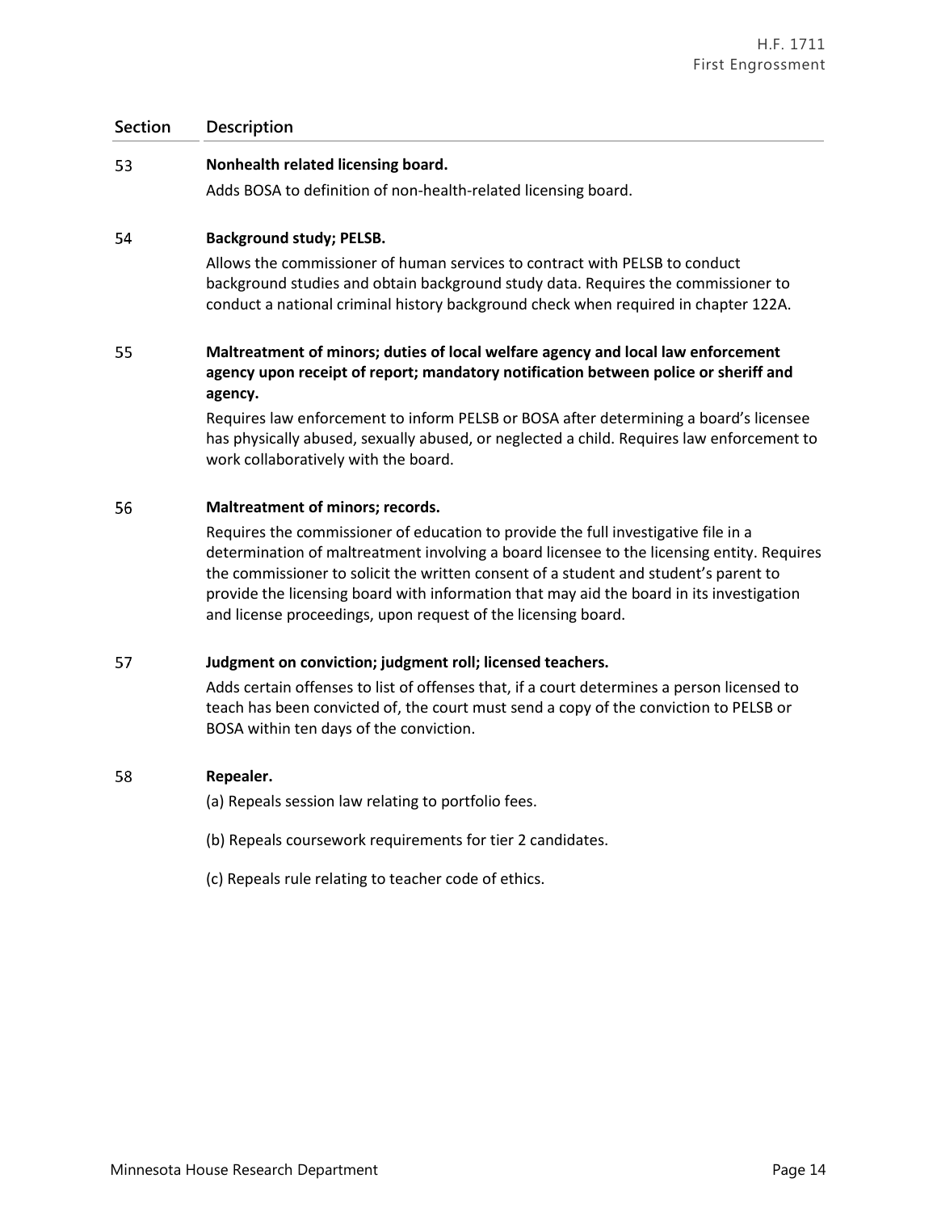| Section | Description |
|---|---|
| 53 | **Nonhealth related licensing board.**<br>Adds BOSA to definition of non-health-related licensing board. |
| 54 | **Background study; PELSB.**<br>Allows the commissioner of human services to contract with PELSB to conduct background studies and obtain background study data. Requires the commissioner to conduct a national criminal history background check when required in chapter 122A. |
| 55 | **Maltreatment of minors; duties of local welfare agency and local law enforcement agency upon receipt of report; mandatory notification between police or sheriff and agency.**<br>Requires law enforcement to inform PELSB or BOSA after determining a board's licensee has physically abused, sexually abused, or neglected a child. Requires law enforcement to work collaboratively with the board. |
| 56 | **Maltreatment of minors; records.**<br>Requires the commissioner of education to provide the full investigative file in a determination of maltreatment involving a board licensee to the licensing entity. Requires the commissioner to solicit the written consent of a student and student's parent to provide the licensing board with information that may aid the board in its investigation and license proceedings, upon request of the licensing board. |
| 57 | **Judgment on conviction; judgment roll; licensed teachers.**<br>Adds certain offenses to list of offenses that, if a court determines a person licensed to teach has been convicted of, the court must send a copy of the conviction to PELSB or BOSA within ten days of the conviction. |
| 58 | **Repealer.**<br>(a) Repeals session law relating to portfolio fees.<br>(b) Repeals coursework requirements for tier 2 candidates.<br>(c) Repeals rule relating to teacher code of ethics. |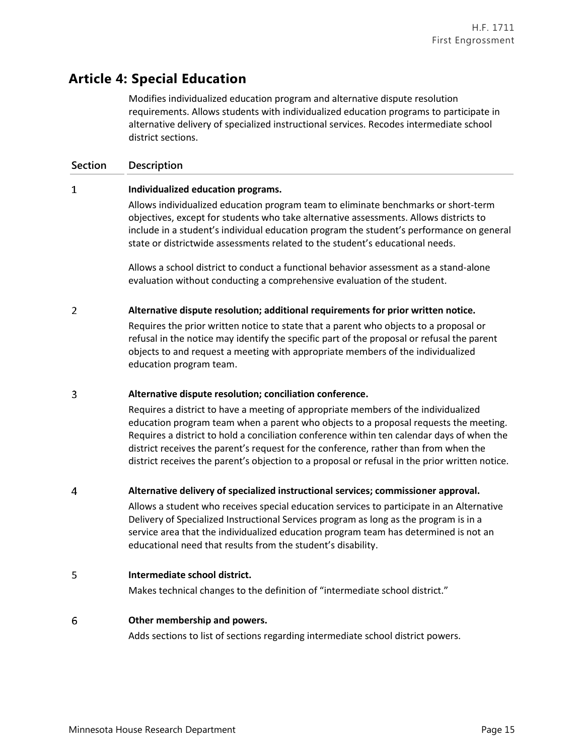## Article 4: Special Education

Modifies individualized education program and alternative dispute resolution requirements. Allows students with individualized education programs to participate in alternative delivery of specialized instructional services. Recodes intermediate school district sections.

| Section | Description |
|---|---|
| 1 | **Individualized education programs.**<br>Allows individualized education program team to eliminate benchmarks or short-term objectives, except for students who take alternative assessments. Allows districts to include in a student's individual education program the student's performance on general state or districtwide assessments related to the student's educational needs.<br><br>Allows a school district to conduct a functional behavior assessment as a stand-alone evaluation without conducting a comprehensive evaluation of the student. |
| 2 | **Alternative dispute resolution; additional requirements for prior written notice.**<br>Requires the prior written notice to state that a parent who objects to a proposal or refusal in the notice may identify the specific part of the proposal or refusal the parent objects to and request a meeting with appropriate members of the individualized education program team. |
| 3 | **Alternative dispute resolution; conciliation conference.**<br>Requires a district to have a meeting of appropriate members of the individualized education program team when a parent who objects to a proposal requests the meeting. Requires a district to hold a conciliation conference within ten calendar days of when the district receives the parent's request for the conference, rather than from when the district receives the parent's objection to a proposal or refusal in the prior written notice. |
| 4 | **Alternative delivery of specialized instructional services; commissioner approval.**<br>Allows a student who receives special education services to participate in an Alternative Delivery of Specialized Instructional Services program as long as the program is in a service area that the individualized education program team has determined is not an educational need that results from the student's disability. |
| 5 | **Intermediate school district.**<br>Makes technical changes to the definition of "intermediate school district." |
| 6 | **Other membership and powers.**<br>Adds sections to list of sections regarding intermediate school district powers. |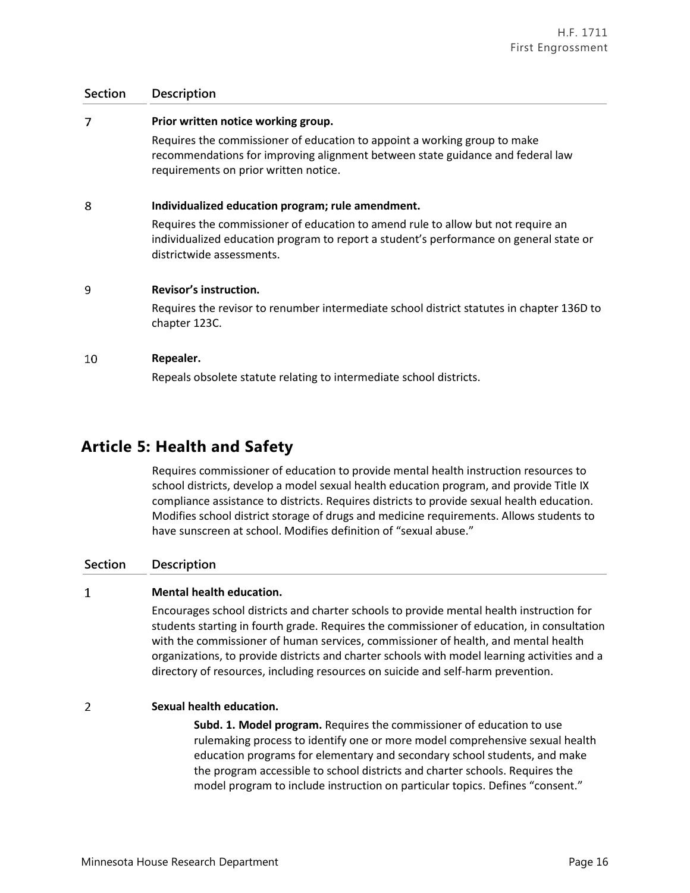| Section | Description |
|---|---|
| 7 | **Prior written notice working group.** Requires the commissioner of education to appoint a working group to make recommendations for improving alignment between state guidance and federal law requirements on prior written notice. |
| 8 | **Individualized education program; rule amendment.** Requires the commissioner of education to amend rule to allow but not require an individualized education program to report a student's performance on general state or districtwide assessments. |
| 9 | **Revisor's instruction.** Requires the revisor to renumber intermediate school district statutes in chapter 136D to chapter 123C. |
| 10 | **Repealer.** Repeals obsolete statute relating to intermediate school districts. |

## Article 5: Health and Safety

Requires commissioner of education to provide mental health instruction resources to school districts, develop a model sexual health education program, and provide Title IX compliance assistance to districts. Requires districts to provide sexual health education. Modifies school district storage of drugs and medicine requirements. Allows students to have sunscreen at school. Modifies definition of "sexual abuse."

| Section | Description |
|---|---|
| 1 | **Mental health education.** Encourages school districts and charter schools to provide mental health instruction for students starting in fourth grade. Requires the commissioner of education, in consultation with the commissioner of human services, commissioner of health, and mental health organizations, to provide districts and charter schools with model learning activities and a directory of resources, including resources on suicide and self-harm prevention. |
| 2 | **Sexual health education.** **Subd. 1. Model program.** Requires the commissioner of education to use rulemaking process to identify one or more model comprehensive sexual health education programs for elementary and secondary school students, and make the program accessible to school districts and charter schools. Requires the model program to include instruction on particular topics. Defines "consent." |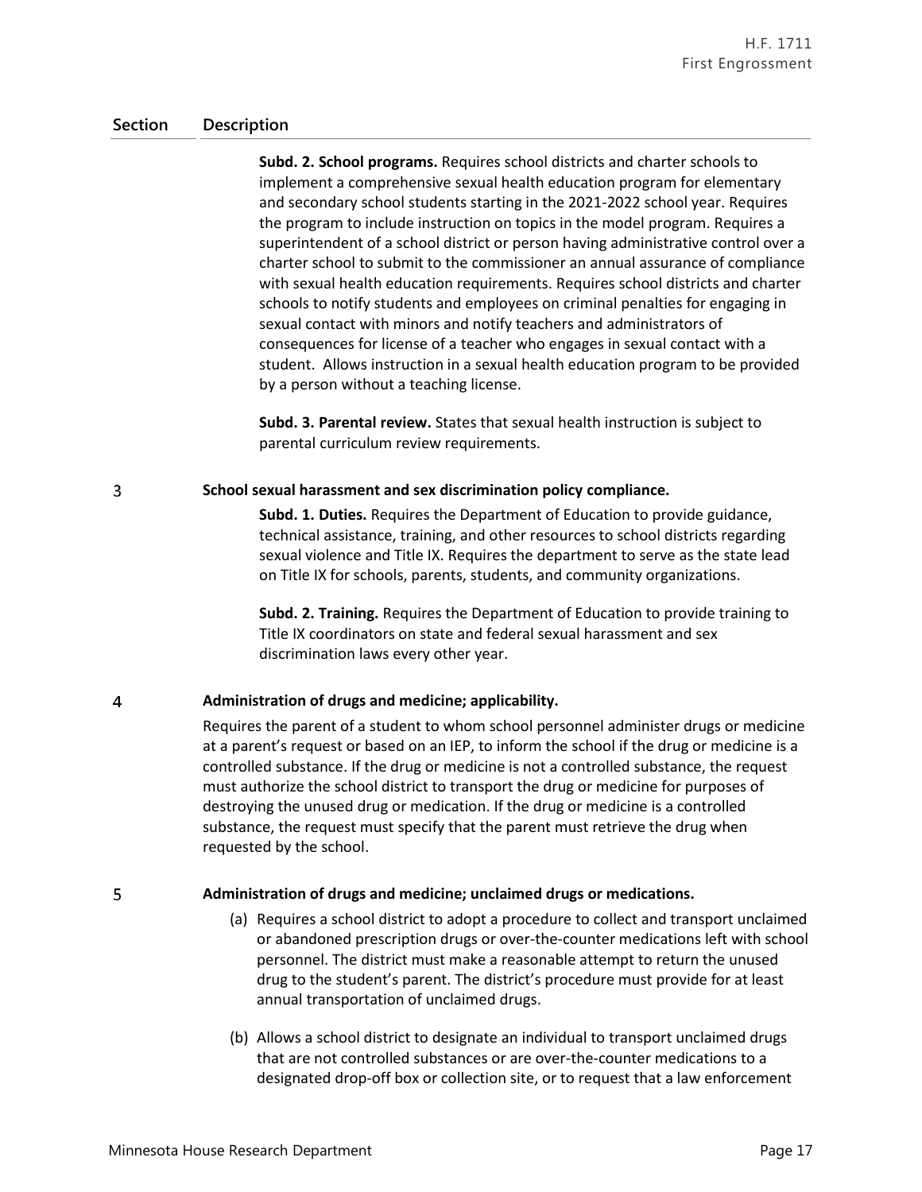| Section | Description |
|---|---|
| | **Subd. 2. School programs.** Requires school districts and charter schools to implement a comprehensive sexual health education program for elementary and secondary school students starting in the 2021-2022 school year. Requires the program to include instruction on topics in the model program. Requires a superintendent of a school district or person having administrative control over a charter school to submit to the commissioner an annual assurance of compliance with sexual health education requirements. Requires school districts and charter schools to notify students and employees on criminal penalties for engaging in sexual contact with minors and notify teachers and administrators of consequences for license of a teacher who engages in sexual contact with a student. Allows instruction in a sexual health education program to be provided by a person without a teaching license.<br><br>**Subd. 3. Parental review.** States that sexual health instruction is subject to parental curriculum review requirements. |
| 3 | **School sexual harassment and sex discrimination policy compliance.**<br><br>**Subd. 1. Duties.** Requires the Department of Education to provide guidance, technical assistance, training, and other resources to school districts regarding sexual violence and Title IX. Requires the department to serve as the state lead on Title IX for schools, parents, students, and community organizations.<br><br>**Subd. 2. Training.** Requires the Department of Education to provide training to Title IX coordinators on state and federal sexual harassment and sex discrimination laws every other year. |
| 4 | **Administration of drugs and medicine; applicability.**<br><br>Requires the parent of a student to whom school personnel administer drugs or medicine at a parent's request or based on an IEP, to inform the school if the drug or medicine is a controlled substance. If the drug or medicine is not a controlled substance, the request must authorize the school district to transport the drug or medicine for purposes of destroying the unused drug or medication. If the drug or medicine is a controlled substance, the request must specify that the parent must retrieve the drug when requested by the school. |
| 5 | **Administration of drugs and medicine; unclaimed drugs or medications.**<br><br>(a) Requires a school district to adopt a procedure to collect and transport unclaimed or abandoned prescription drugs or over-the-counter medications left with school personnel. The district must make a reasonable attempt to return the unused drug to the student's parent. The district's procedure must provide for at least annual transportation of unclaimed drugs.<br><br>(b) Allows a school district to designate an individual to transport unclaimed drugs that are not controlled substances or are over-the-counter medications to a designated drop-off box or collection site, or to request that a law enforcement |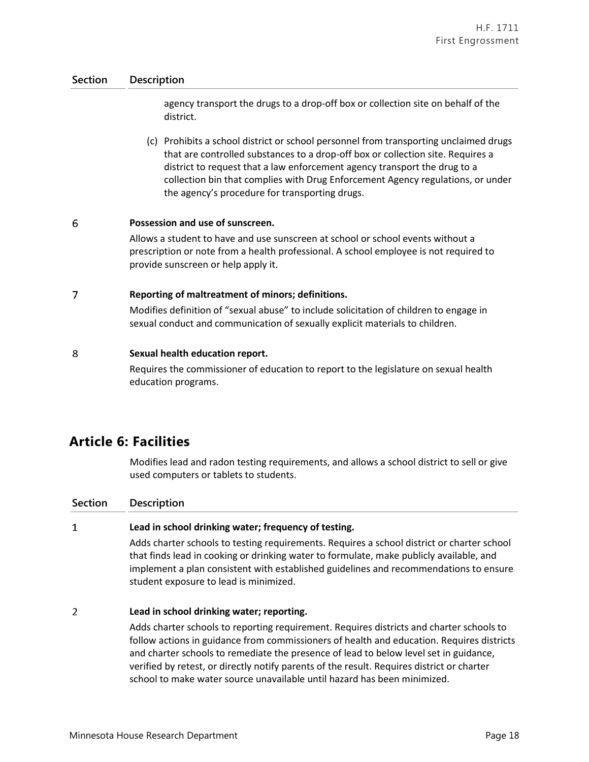| Section | Description |
|---|---|
| | agency transport the drugs to a drop-off box or collection site on behalf of the district.<br><br>(c) Prohibits a school district or school personnel from transporting unclaimed drugs that are controlled substances to a drop-off box or collection site. Requires a district to request that a law enforcement agency transport the drug to a collection bin that complies with Drug Enforcement Agency regulations, or under the agency's procedure for transporting drugs. |
| 6 | **Possession and use of sunscreen.**<br>Allows a student to have and use sunscreen at school or school events without a prescription or note from a health professional. A school employee is not required to provide sunscreen or help apply it. |
| 7 | **Reporting of maltreatment of minors; definitions.**<br>Modifies definition of "sexual abuse" to include solicitation of children to engage in sexual conduct and communication of sexually explicit materials to children. |
| 8 | **Sexual health education report.**<br>Requires the commissioner of education to report to the legislature on sexual health education programs. |

## Article 6: Facilities

Modifies lead and radon testing requirements, and allows a school district to sell or give used computers or tablets to students.

| Section | Description |
|---|---|
| 1 | **Lead in school drinking water; frequency of testing.**<br>Adds charter schools to testing requirements. Requires a school district or charter school that finds lead in cooking or drinking water to formulate, make publicly available, and implement a plan consistent with established guidelines and recommendations to ensure student exposure to lead is minimized. |
| 2 | **Lead in school drinking water; reporting.**<br>Adds charter schools to reporting requirement. Requires districts and charter schools to follow actions in guidance from commissioners of health and education. Requires districts and charter schools to remediate the presence of lead to below level set in guidance, verified by retest, or directly notify parents of the result. Requires district or charter school to make water source unavailable until hazard has been minimized. |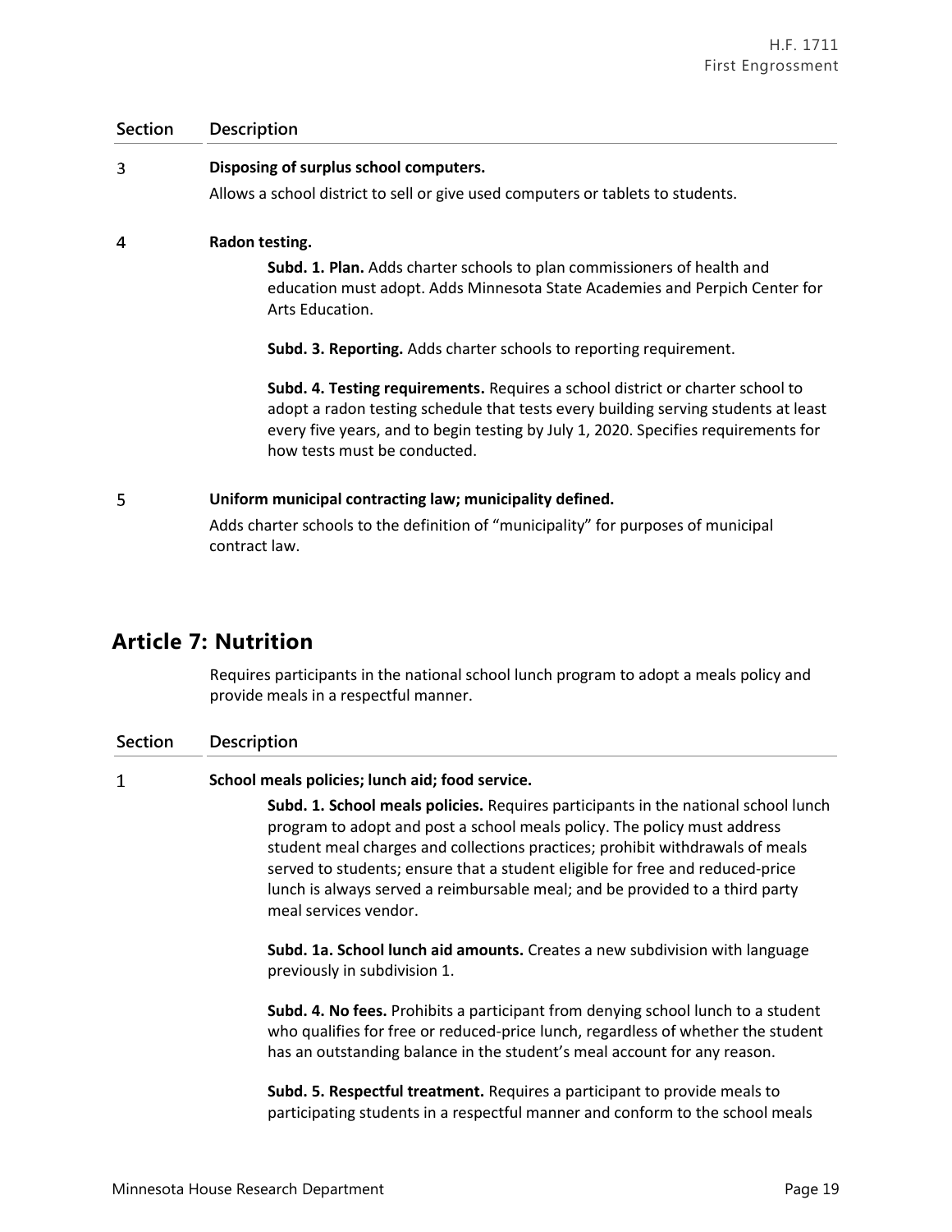| Section | Description |
|---|---|
| 3 | **Disposing of surplus school computers.** Allows a school district to sell or give used computers or tablets to students. |
| 4 | **Radon testing.** **Subd. 1. Plan.** Adds charter schools to plan commissioners of health and education must adopt. Adds Minnesota State Academies and Perpich Center for Arts Education. **Subd. 3. Reporting.** Adds charter schools to reporting requirement. **Subd. 4. Testing requirements.** Requires a school district or charter school to adopt a radon testing schedule that tests every building serving students at least every five years, and to begin testing by July 1, 2020. Specifies requirements for how tests must be conducted. |
| 5 | **Uniform municipal contracting law; municipality defined.** Adds charter schools to the definition of "municipality" for purposes of municipal contract law. |

## Article 7: Nutrition

Requires participants in the national school lunch program to adopt a meals policy and provide meals in a respectful manner.

| Section | Description |
|---|---|
| 1 | **School meals policies; lunch aid; food service.** **Subd. 1. School meals policies.** Requires participants in the national school lunch program to adopt and post a school meals policy. The policy must address student meal charges and collections practices; prohibit withdrawals of meals served to students; ensure that a student eligible for free and reduced-price lunch is always served a reimbursable meal; and be provided to a third party meal services vendor. **Subd. 1a. School lunch aid amounts.** Creates a new subdivision with language previously in subdivision 1. **Subd. 4. No fees.** Prohibits a participant from denying school lunch to a student who qualifies for free or reduced-price lunch, regardless of whether the student has an outstanding balance in the student's meal account for any reason. **Subd. 5. Respectful treatment.** Requires a participant to provide meals to participating students in a respectful manner and conform to the school meals |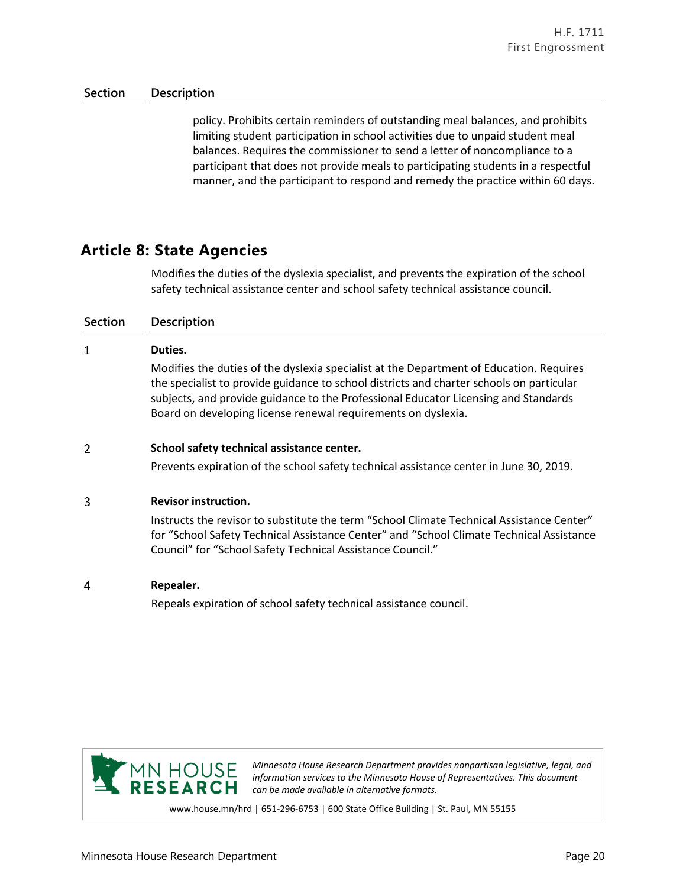| Section | Description |
|---|---|
| | policy. Prohibits certain reminders of outstanding meal balances, and prohibits limiting student participation in school activities due to unpaid student meal balances. Requires the commissioner to send a letter of noncompliance to a participant that does not provide meals to participating students in a respectful manner, and the participant to respond and remedy the practice within 60 days. |

## Article 8: State Agencies

Modifies the duties of the dyslexia specialist, and prevents the expiration of the school safety technical assistance center and school safety technical assistance council.

| Section | Description |
|---|---|
| 1 | **Duties.** Modifies the duties of the dyslexia specialist at the Department of Education. Requires the specialist to provide guidance to school districts and charter schools on particular subjects, and provide guidance to the Professional Educator Licensing and Standards Board on developing license renewal requirements on dyslexia. |
| 2 | **School safety technical assistance center.** Prevents expiration of the school safety technical assistance center in June 30, 2019. |
| 3 | **Revisor instruction.** Instructs the revisor to substitute the term "School Climate Technical Assistance Center" for "School Safety Technical Assistance Center" and "School Climate Technical Assistance Council" for "School Safety Technical Assistance Council." |
| 4 | **Repealer.** Repeals expiration of school safety technical assistance council. |

MN HOUSE RESEARCH

*Minnesota House Research Department provides nonpartisan legislative, legal, and information services to the Minnesota House of Representatives. This document can be made available in alternative formats.*

www.house.mn/hrd | 651-296-6753 | 600 State Office Building | St. Paul, MN 55155